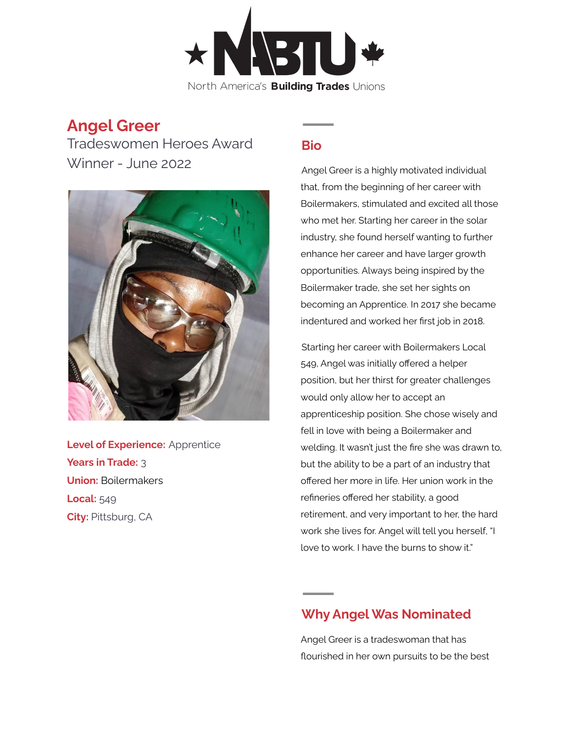North America's **Building Trades** Unions

# Angel Greer

Tradeswomen Heroes Award Winner - June 2022

**Level of Experience:** Apprentice
**Years in Trade:** 3
**Union:** Boilermakers
**Local:** 549
**City:** Pittsburg, CA

## Bio

Angel Greer is a highly motivated individual that, from the beginning of her career with Boilermakers, stimulated and excited all those who met her. Starting her career in the solar industry, she found herself wanting to further enhance her career and have larger growth opportunities. Always being inspired by the Boilermaker trade, she set her sights on becoming an Apprentice. In 2017 she became indentured and worked her first job in 2018.

Starting her career with Boilermakers Local 549, Angel was initially offered a helper position, but her thirst for greater challenges would only allow her to accept an apprenticeship position. She chose wisely and fell in love with being a Boilermaker and welding. It wasn't just the fire she was drawn to, but the ability to be a part of an industry that offered her more in life. Her union work in the refineries offered her stability, a good retirement, and very important to her, the hard work she lives for. Angel will tell you herself, "I love to work. I have the burns to show it."

## Why Angel Was Nominated

Angel Greer is a tradeswoman that has flourished in her own pursuits to be the best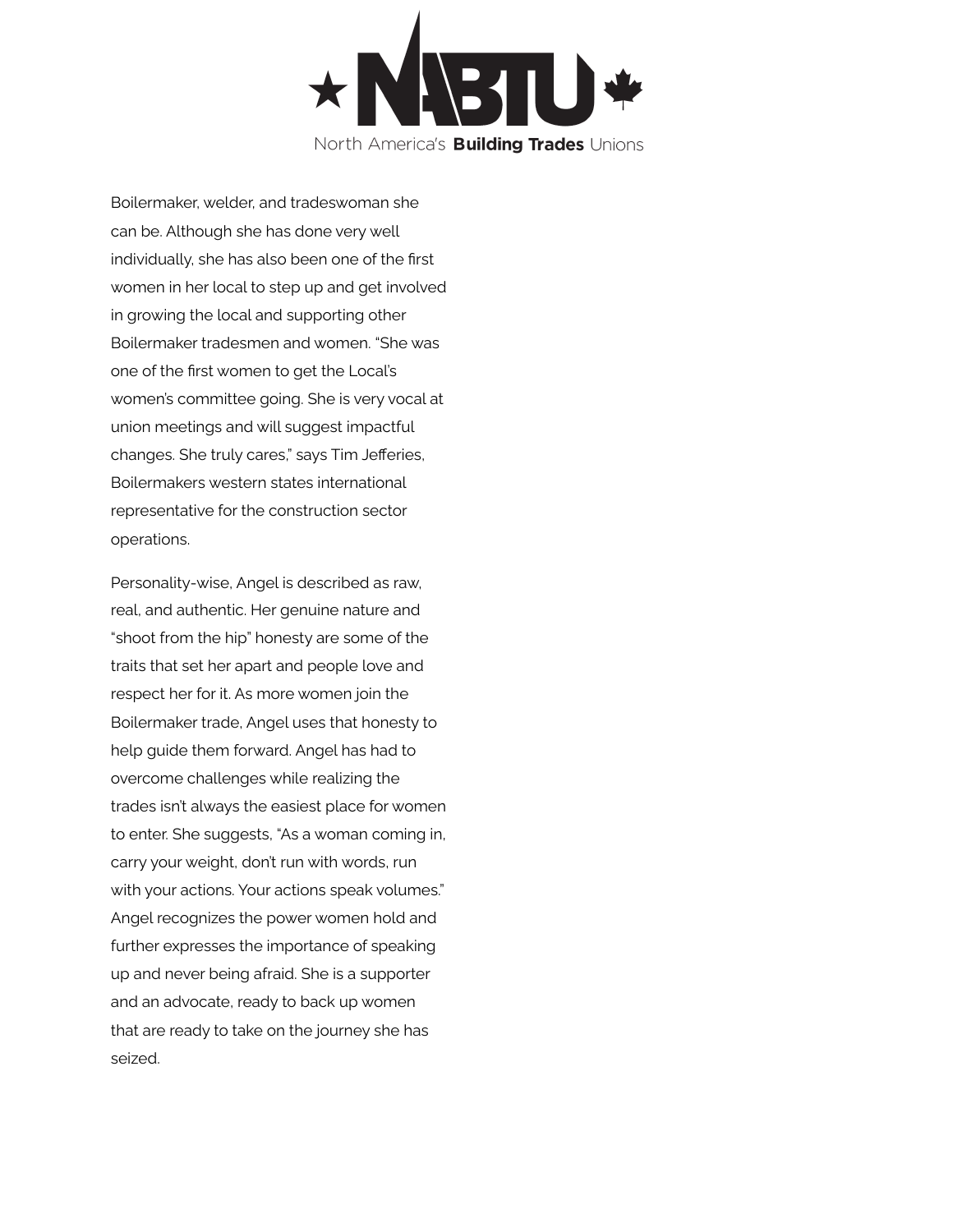Boilermaker, welder, and tradeswoman she can be. Although she has done very well individually, she has also been one of the first women in her local to step up and get involved in growing the local and supporting other Boilermaker tradesmen and women. “She was one of the first women to get the Local’s women’s committee going. She is very vocal at union meetings and will suggest impactful changes. She truly cares,” says Tim Jefferies, Boilermakers western states international representative for the construction sector operations.

Personality-wise, Angel is described as raw, real, and authentic. Her genuine nature and “shoot from the hip” honesty are some of the traits that set her apart and people love and respect her for it. As more women join the Boilermaker trade, Angel uses that honesty to help guide them forward. Angel has had to overcome challenges while realizing the trades isn’t always the easiest place for women to enter. She suggests, “As a woman coming in, carry your weight, don’t run with words, run with your actions. Your actions speak volumes.” Angel recognizes the power women hold and further expresses the importance of speaking up and never being afraid. She is a supporter and an advocate, ready to back up women that are ready to take on the journey she has seized.